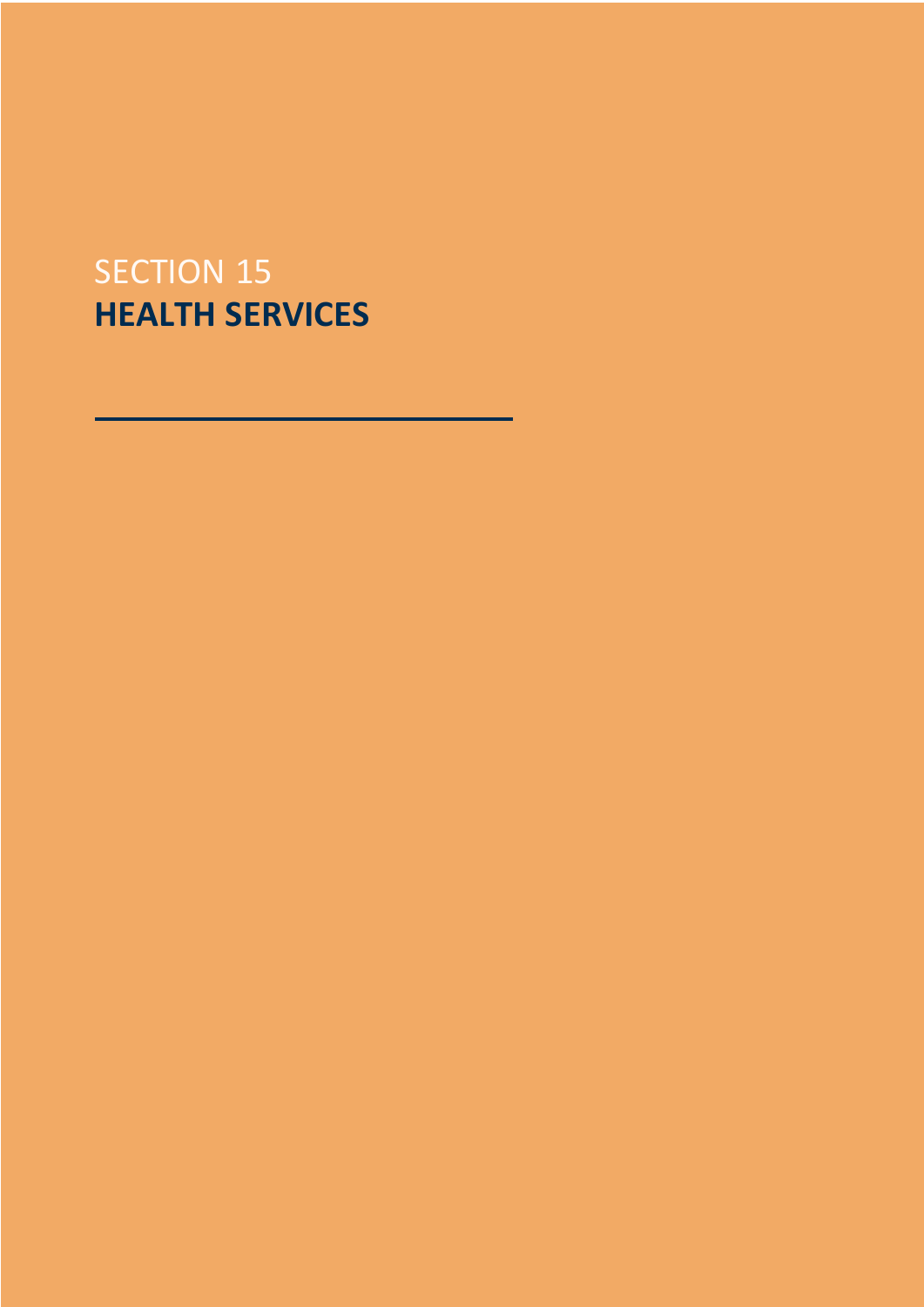SECTION 15

# HEALTH SERVICES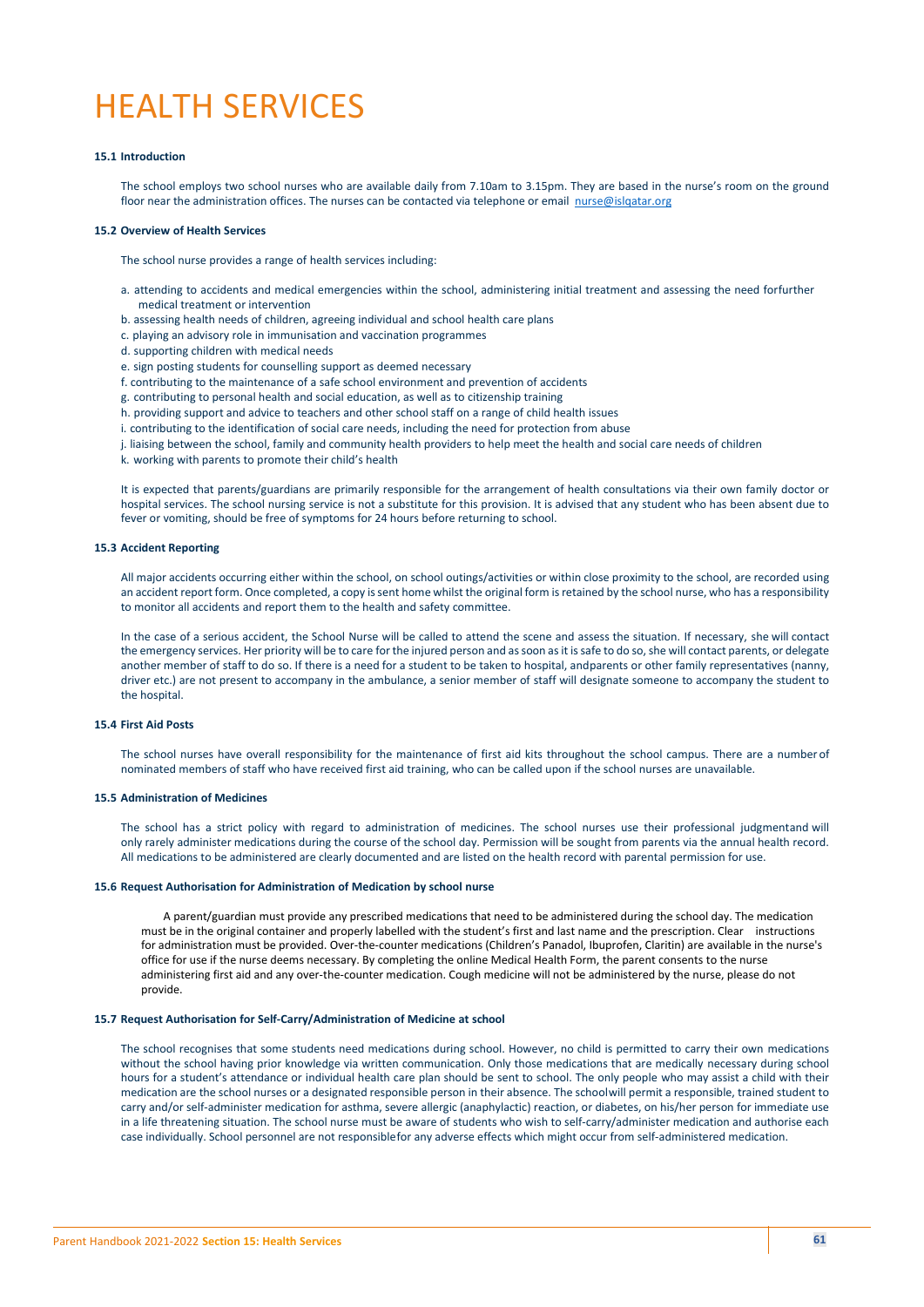# HEALTH SERVICES

**15.1 Introduction**

The school employs two school nurses who are available daily from 7.10am to 3.15pm. They are based in the nurse's room on the ground floor near the administration offices. The nurses can be contacted via telephone or email nurse@islqatar.org

**15.2 Overview of Health Services**

The school nurse provides a range of health services including:

a. attending to accidents and medical emergencies within the school, administering initial treatment and assessing the need forfurther medical treatment or intervention
b. assessing health needs of children, agreeing individual and school health care plans
c. playing an advisory role in immunisation and vaccination programmes
d. supporting children with medical needs
e. sign posting students for counselling support as deemed necessary
f. contributing to the maintenance of a safe school environment and prevention of accidents
g. contributing to personal health and social education, as well as to citizenship training
h. providing support and advice to teachers and other school staff on a range of child health issues
i. contributing to the identification of social care needs, including the need for protection from abuse
j. liaising between the school, family and community health providers to help meet the health and social care needs of children
k. working with parents to promote their child's health

It is expected that parents/guardians are primarily responsible for the arrangement of health consultations via their own family doctor or hospital services. The school nursing service is not a substitute for this provision. It is advised that any student who has been absent due to fever or vomiting, should be free of symptoms for 24 hours before returning to school.

**15.3 Accident Reporting**

All major accidents occurring either within the school, on school outings/activities or within close proximity to the school, are recorded using an accident report form. Once completed, a copy is sent home whilst the original form is retained by the school nurse, who has a responsibility to monitor all accidents and report them to the health and safety committee.

In the case of a serious accident, the School Nurse will be called to attend the scene and assess the situation. If necessary, she will contact the emergency services. Her priority will be to care for the injured person and as soon as it is safe to do so, she will contact parents, or delegate another member of staff to do so. If there is a need for a student to be taken to hospital, andparents or other family representatives (nanny, driver etc.) are not present to accompany in the ambulance, a senior member of staff will designate someone to accompany the student to the hospital.

**15.4 First Aid Posts**

The school nurses have overall responsibility for the maintenance of first aid kits throughout the school campus. There are a number of nominated members of staff who have received first aid training, who can be called upon if the school nurses are unavailable.

**15.5 Administration of Medicines**

The school has a strict policy with regard to administration of medicines. The school nurses use their professional judgmentand will only rarely administer medications during the course of the school day. Permission will be sought from parents via the annual health record. All medications to be administered are clearly documented and are listed on the health record with parental permission for use.

**15.6 Request Authorisation for Administration of Medication by school nurse**

A parent/guardian must provide any prescribed medications that need to be administered during the school day. The medication must be in the original container and properly labelled with the student's first and last name and the prescription. Clear instructions for administration must be provided. Over-the-counter medications (Children's Panadol, Ibuprofen, Claritin) are available in the nurse's office for use if the nurse deems necessary. By completing the online Medical Health Form, the parent consents to the nurse administering first aid and any over-the-counter medication. Cough medicine will not be administered by the nurse, please do not provide.

**15.7 Request Authorisation for Self-Carry/Administration of Medicine at school**

The school recognises that some students need medications during school. However, no child is permitted to carry their own medications without the school having prior knowledge via written communication. Only those medications that are medically necessary during school hours for a student's attendance or individual health care plan should be sent to school. The only people who may assist a child with their medication are the school nurses or a designated responsible person in their absence. The schoolwill permit a responsible, trained student to carry and/or self-administer medication for asthma, severe allergic (anaphylactic) reaction, or diabetes, on his/her person for immediate use in a life threatening situation. The school nurse must be aware of students who wish to self-carry/administer medication and authorise each case individually. School personnel are not responsiblefor any adverse effects which might occur from self-administered medication.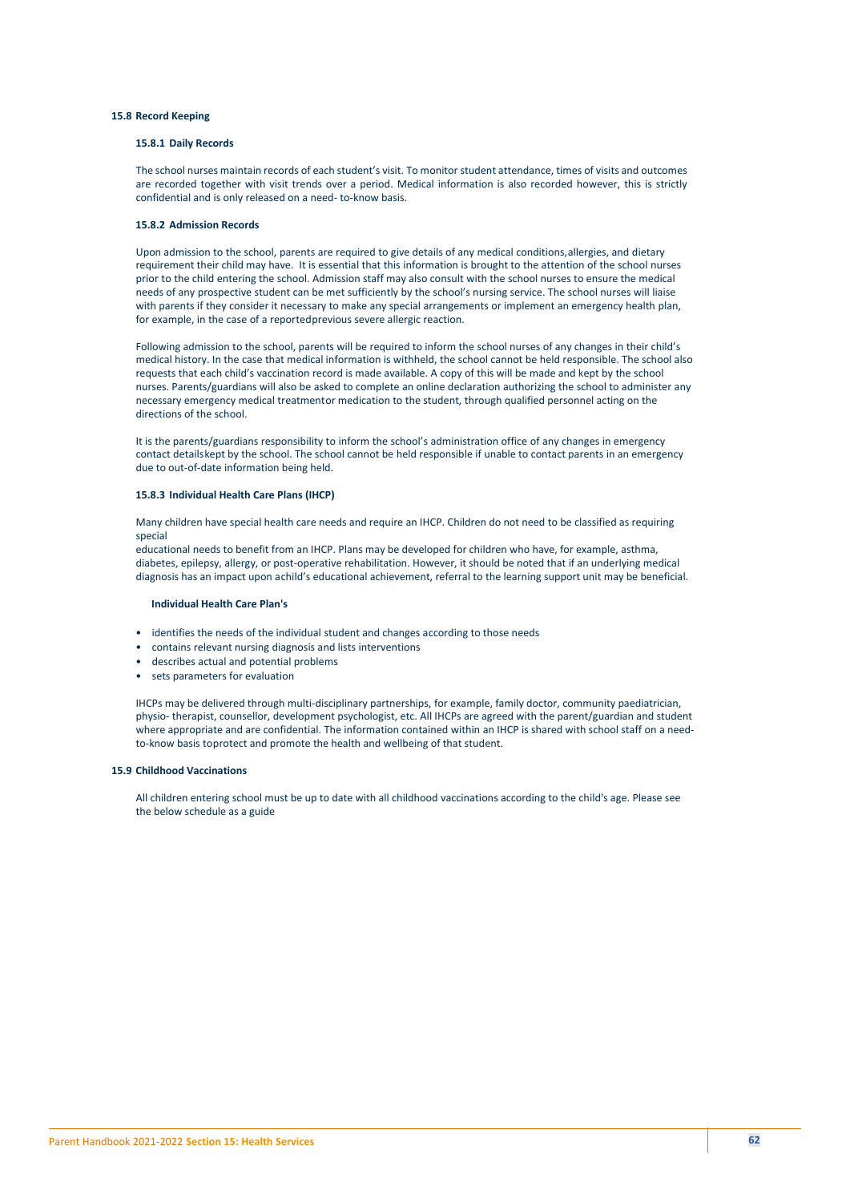## 15.8 Record Keeping

### 15.8.1 Daily Records

The school nurses maintain records of each student's visit. To monitor student attendance, times of visits and outcomes are recorded together with visit trends over a period. Medical information is also recorded however, this is strictly confidential and is only released on a need- to-know basis.

### 15.8.2 Admission Records

Upon admission to the school, parents are required to give details of any medical conditions,allergies, and dietary requirement their child may have. It is essential that this information is brought to the attention of the school nurses prior to the child entering the school. Admission staff may also consult with the school nurses to ensure the medical needs of any prospective student can be met sufficiently by the school's nursing service. The school nurses will liaise with parents if they consider it necessary to make any special arrangements or implement an emergency health plan, for example, in the case of a reportedprevious severe allergic reaction.

Following admission to the school, parents will be required to inform the school nurses of any changes in their child's medical history. In the case that medical information is withheld, the school cannot be held responsible. The school also requests that each child's vaccination record is made available. A copy of this will be made and kept by the school nurses. Parents/guardians will also be asked to complete an online declaration authorizing the school to administer any necessary emergency medical treatmentor medication to the student, through qualified personnel acting on the directions of the school.

It is the parents/guardians responsibility to inform the school's administration office of any changes in emergency contact detailskept by the school. The school cannot be held responsible if unable to contact parents in an emergency due to out-of-date information being held.

### 15.8.3 Individual Health Care Plans (IHCP)

Many children have special health care needs and require an IHCP. Children do not need to be classified as requiring special
educational needs to benefit from an IHCP. Plans may be developed for children who have, for example, asthma, diabetes, epilepsy, allergy, or post-operative rehabilitation. However, it should be noted that if an underlying medical diagnosis has an impact upon achild's educational achievement, referral to the learning support unit may be beneficial.

**Individual Health Care Plan's**

- identifies the needs of the individual student and changes according to those needs
- contains relevant nursing diagnosis and lists interventions
- describes actual and potential problems
- sets parameters for evaluation

IHCPs may be delivered through multi-disciplinary partnerships, for example, family doctor, community paediatrician, physio- therapist, counsellor, development psychologist, etc. All IHCPs are agreed with the parent/guardian and student where appropriate and are confidential. The information contained within an IHCP is shared with school staff on a need-to-know basis toprotect and promote the health and wellbeing of that student.

## 15.9 Childhood Vaccinations

All children entering school must be up to date with all childhood vaccinations according to the child's age. Please see the below schedule as a guide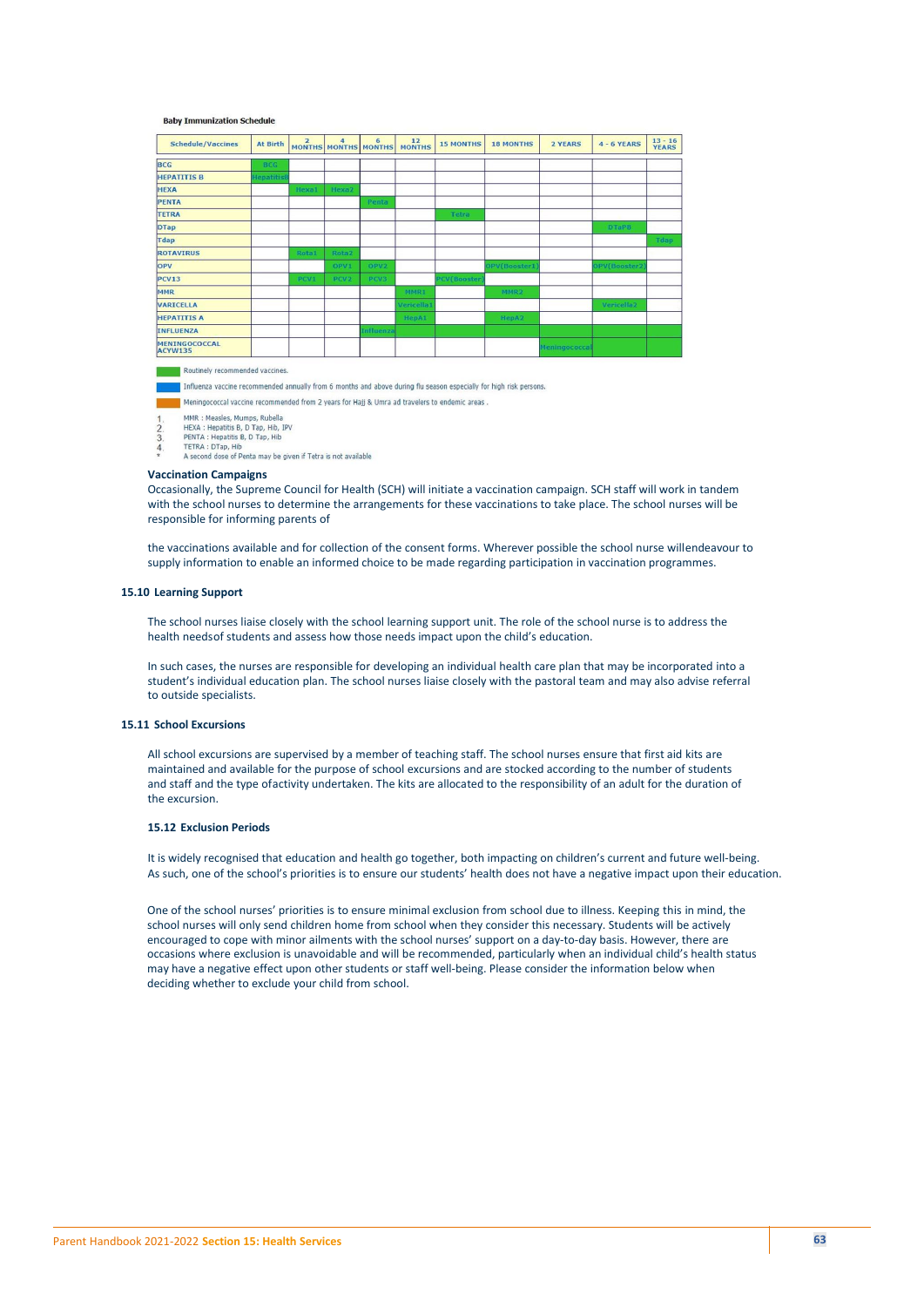**Baby Immunization Schedule**

| Schedule/Vaccines | At Birth | 2 MONTHS | 4 MONTHS | 6 MONTHS | 12 MONTHS | 15 MONTHS | 18 MONTHS | 2 YEARS | 4 - 6 YEARS | 13 - 16 YEARS |
|---|---|---|---|---|---|---|---|---|---|---|
| BCG | BCG | | | | | | | | | |
| HEPATITIS B | Hepatitis | | | | | | | | | |
| HEXA | | Hexa1 | Hexa2 | | | | | | | |
| PENTA | | | | Penta | | | | | | |
| TETRA | | | | | | Tetra | | | | |
| DTap | | | | | | | | | DTaP8 | |
| Tdap | | | | | | | | | | Tdap |
| ROTAVIRUS | | Rota1 | Rota2 | | | | | | | |
| OPV | | | OPV1 | OPV2 | | | OPV(Booster1) | | OPV(Booster2) | |
| PCV13 | | PCV1 | PCV2 | PCV3 | | PCV(Booster | | | | |
| MMR | | | | | MMR1 | | MMR2 | | | |
| VARICELLA | | | | | Vericella1 | | | | Vericella2 | |
| HEPATITIS A | | | | | HepA1 | | HepA2 | | | |
| INFLUENZA | | | | Influenza | | | | | | |
| MENINGOCOCCAL ACYW135 | | | | | | | | Meningococcal | | |

Routinely recommended vaccines.

Influenza vaccine recommended annually from 6 months and above during flu season especially for high risk persons.

Meningococcal vaccine recommended from 2 years for Hajj & Umra ad travelers to endemic areas .

1. MMR : Measles, Mumps, Rubella
2. HEXA : Hepatitis B, D Tap, Hib, IPV
3. PENTA : Hepatitis B, D Tap, Hib
4. TETRA : DTap, Hib

\* A second dose of Penta may be given if Tetra is not available

**Vaccination Campaigns**

Occasionally, the Supreme Council for Health (SCH) will initiate a vaccination campaign. SCH staff will work in tandem with the school nurses to determine the arrangements for these vaccinations to take place. The school nurses will be responsible for informing parents of

the vaccinations available and for collection of the consent forms. Wherever possible the school nurse willendeavour to supply information to enable an informed choice to be made regarding participation in vaccination programmes.

### 15.10 Learning Support

The school nurses liaise closely with the school learning support unit. The role of the school nurse is to address the health needsof students and assess how those needs impact upon the child's education.

In such cases, the nurses are responsible for developing an individual health care plan that may be incorporated into a student's individual education plan. The school nurses liaise closely with the pastoral team and may also advise referral to outside specialists.

### 15.11 School Excursions

All school excursions are supervised by a member of teaching staff. The school nurses ensure that first aid kits are maintained and available for the purpose of school excursions and are stocked according to the number of students and staff and the type ofactivity undertaken. The kits are allocated to the responsibility of an adult for the duration of the excursion.

### 15.12 Exclusion Periods

It is widely recognised that education and health go together, both impacting on children's current and future well-being. As such, one of the school's priorities is to ensure our students' health does not have a negative impact upon their education.

One of the school nurses' priorities is to ensure minimal exclusion from school due to illness. Keeping this in mind, the school nurses will only send children home from school when they consider this necessary. Students will be actively encouraged to cope with minor ailments with the school nurses' support on a day-to-day basis. However, there are occasions where exclusion is unavoidable and will be recommended, particularly when an individual child's health status may have a negative effect upon other students or staff well-being. Please consider the information below when deciding whether to exclude your child from school.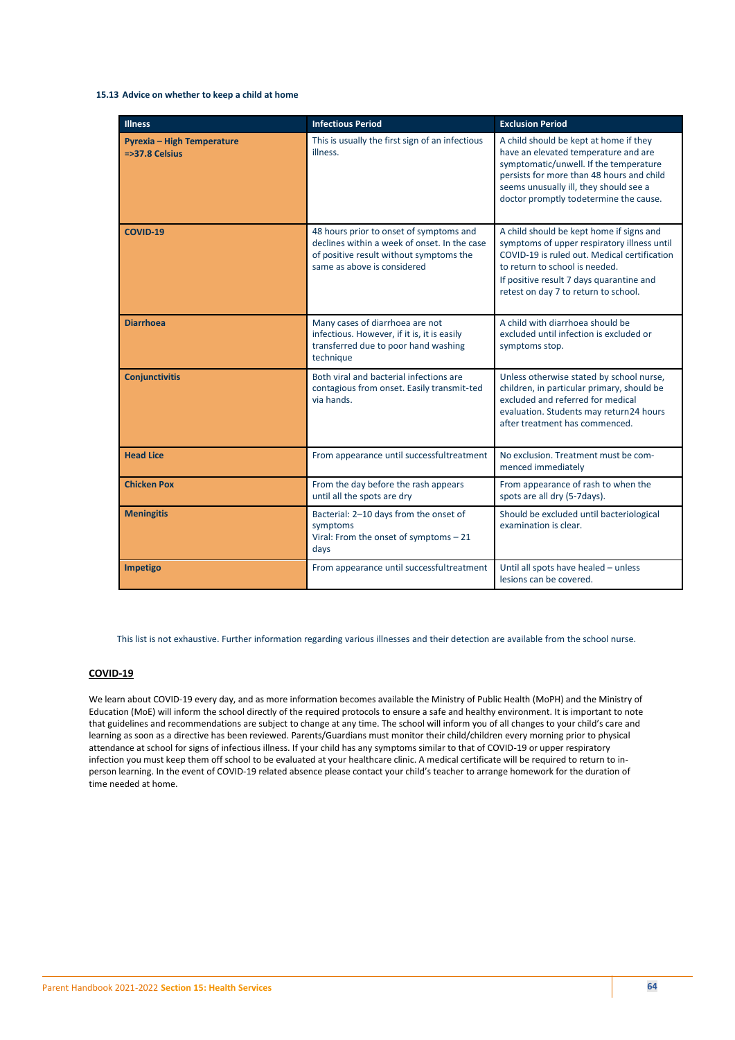### 15.13 Advice on whether to keep a child at home

| Illness | Infectious Period | Exclusion Period |
|---|---|---|
| **Pyrexia – High Temperature =>37.8 Celsius** | This is usually the first sign of an infectious illness. | A child should be kept at home if they have an elevated temperature and are symptomatic/unwell. If the temperature persists for more than 48 hours and child seems unusually ill, they should see a doctor promptly todetermine the cause. |
| **COVID-19** | 48 hours prior to onset of symptoms and declines within a week of onset. In the case of positive result without symptoms the same as above is considered | A child should be kept home if signs and symptoms of upper respiratory illness until COVID-19 is ruled out. Medical certification to return to school is needed.<br>If positive result 7 days quarantine and retest on day 7 to return to school. |
| **Diarrhoea** | Many cases of diarrhoea are not infectious. However, if it is, it is easily transferred due to poor hand washing technique | A child with diarrhoea should be excluded until infection is excluded or symptoms stop. |
| **Conjunctivitis** | Both viral and bacterial infections are contagious from onset. Easily transmit-ted via hands. | Unless otherwise stated by school nurse, children, in particular primary, should be excluded and referred for medical evaluation. Students may return24 hours after treatment has commenced. |
| **Head Lice** | From appearance until successfultreatment | No exclusion. Treatment must be com-menced immediately |
| **Chicken Pox** | From the day before the rash appears until all the spots are dry | From appearance of rash to when the spots are all dry (5-7days). |
| **Meningitis** | Bacterial: 2–10 days from the onset of symptoms<br>Viral: From the onset of symptoms – 21 days | Should be excluded until bacteriological examination is clear. |
| **Impetigo** | From appearance until successfultreatment | Until all spots have healed – unless lesions can be covered. |

This list is not exhaustive. Further information regarding various illnesses and their detection are available from the school nurse.

## COVID-19

We learn about COVID-19 every day, and as more information becomes available the Ministry of Public Health (MoPH) and the Ministry of Education (MoE) will inform the school directly of the required protocols to ensure a safe and healthy environment. It is important to note that guidelines and recommendations are subject to change at any time. The school will inform you of all changes to your child's care and learning as soon as a directive has been reviewed. Parents/Guardians must monitor their child/children every morning prior to physical attendance at school for signs of infectious illness. If your child has any symptoms similar to that of COVID-19 or upper respiratory infection you must keep them off school to be evaluated at your healthcare clinic. A medical certificate will be required to return to in-person learning. In the event of COVID-19 related absence please contact your child's teacher to arrange homework for the duration of time needed at home.